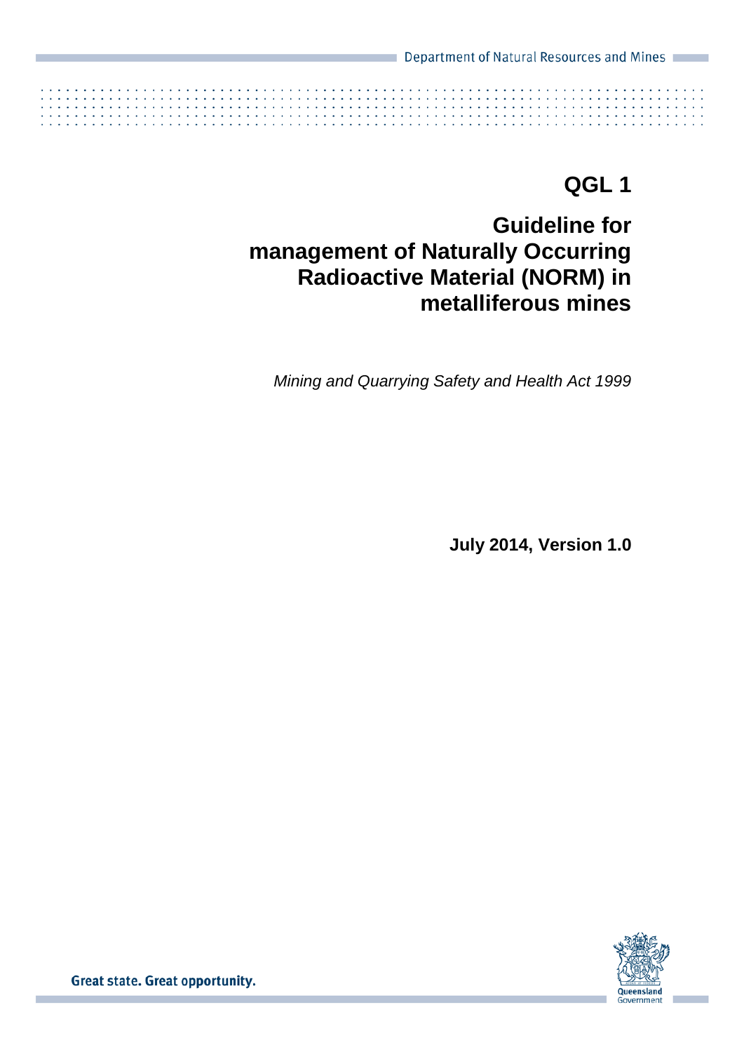Department of Natural Resources and Mines

# QGL 1

# Guideline for management of Naturally Occurring Radioactive Material (NORM) in metalliferous mines

*Mining and Quarrying Safety and Health Act 1999*

**July 2014, Version 1.0**

Great state. Great opportunity.

Queensland Government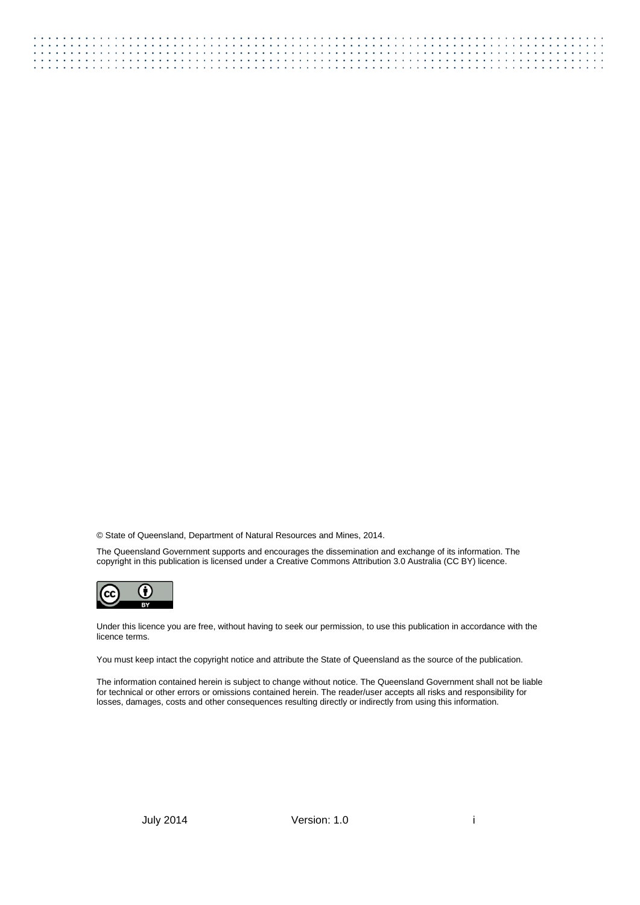© State of Queensland, Department of Natural Resources and Mines, 2014.

The Queensland Government supports and encourages the dissemination and exchange of its information. The copyright in this publication is licensed under a Creative Commons Attribution 3.0 Australia (CC BY) licence.

Under this licence you are free, without having to seek our permission, to use this publication in accordance with the licence terms.

You must keep intact the copyright notice and attribute the State of Queensland as the source of the publication.

The information contained herein is subject to change without notice. The Queensland Government shall not be liable for technical or other errors or omissions contained herein. The reader/user accepts all risks and responsibility for losses, damages, costs and other consequences resulting directly or indirectly from using this information.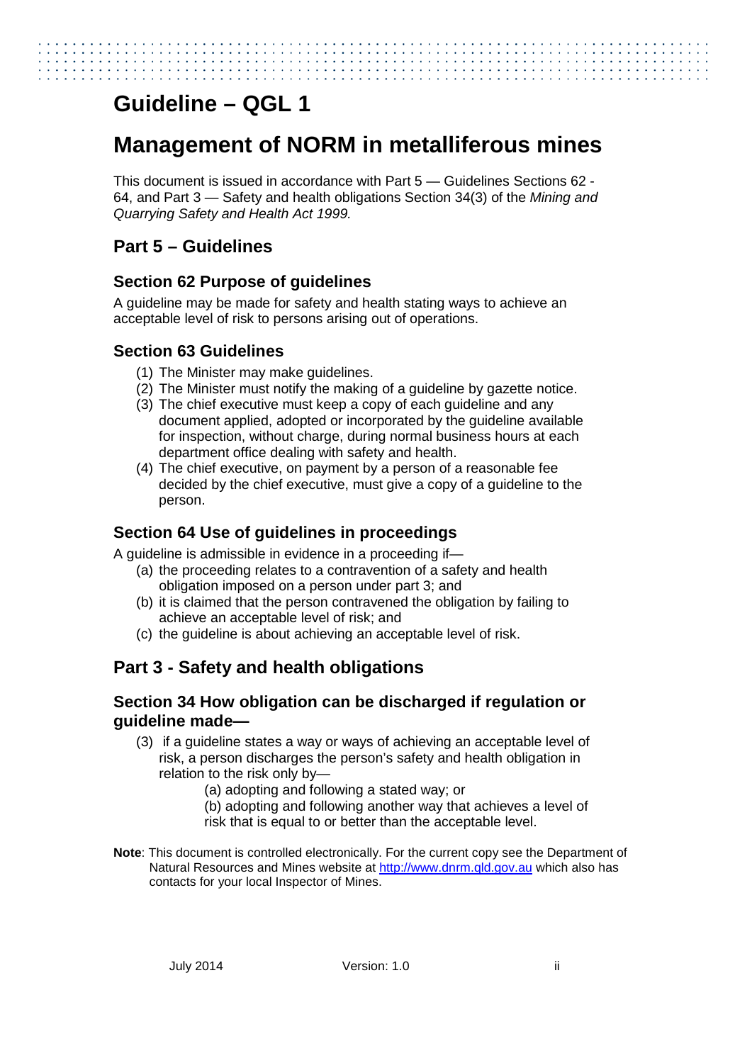# Guideline – QGL 1

# Management of NORM in metalliferous mines

This document is issued in accordance with Part 5 — Guidelines Sections 62 - 64, and Part 3 — Safety and health obligations Section 34(3) of the *Mining and Quarrying Safety and Health Act 1999.*

## Part 5 – Guidelines

### Section 62 Purpose of guidelines

A guideline may be made for safety and health stating ways to achieve an acceptable level of risk to persons arising out of operations.

### Section 63 Guidelines

(1) The Minister may make guidelines.

(2) The Minister must notify the making of a guideline by gazette notice.

(3) The chief executive must keep a copy of each guideline and any document applied, adopted or incorporated by the guideline available for inspection, without charge, during normal business hours at each department office dealing with safety and health.

(4) The chief executive, on payment by a person of a reasonable fee decided by the chief executive, must give a copy of a guideline to the person.

### Section 64 Use of guidelines in proceedings

A guideline is admissible in evidence in a proceeding if—

(a) the proceeding relates to a contravention of a safety and health obligation imposed on a person under part 3; and

(b) it is claimed that the person contravened the obligation by failing to achieve an acceptable level of risk; and

(c) the guideline is about achieving an acceptable level of risk.

## Part 3 - Safety and health obligations

### Section 34 How obligation can be discharged if regulation or guideline made—

(3) if a guideline states a way or ways of achieving an acceptable level of risk, a person discharges the person's safety and health obligation in relation to the risk only by—

(a) adopting and following a stated way; or

(b) adopting and following another way that achieves a level of risk that is equal to or better than the acceptable level.

**Note**: This document is controlled electronically. For the current copy see the Department of Natural Resources and Mines website at http://www.dnrm.qld.gov.au which also has contacts for your local Inspector of Mines.

July 2014 Version: 1.0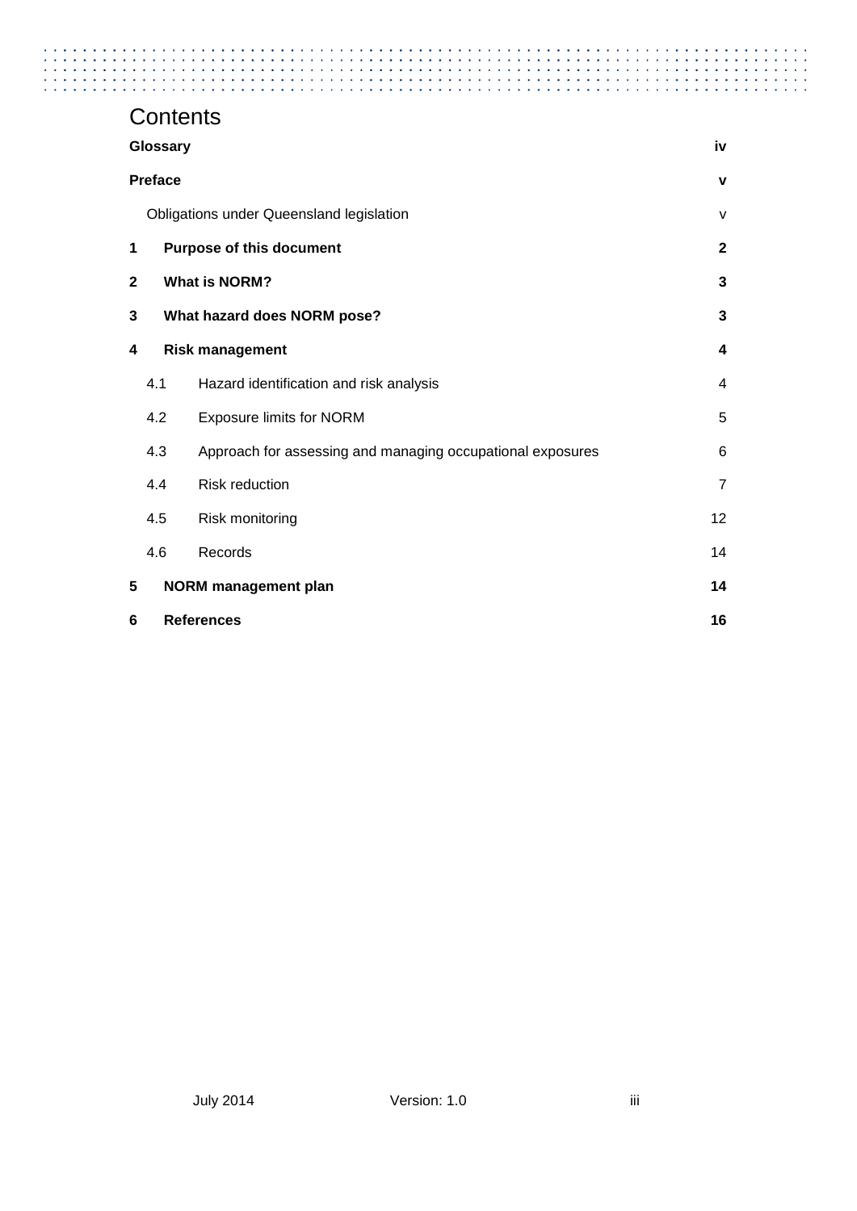# Contents

| | | |
|---|---|---|
| **Glossary** | | **iv** |
| **Preface** | | **v** |
| | Obligations under Queensland legislation | v |
| **1** | **Purpose of this document** | **2** |
| **2** | **What is NORM?** | **3** |
| **3** | **What hazard does NORM pose?** | **3** |
| **4** | **Risk management** | **4** |
| 4.1 | Hazard identification and risk analysis | 4 |
| 4.2 | Exposure limits for NORM | 5 |
| 4.3 | Approach for assessing and managing occupational exposures | 6 |
| 4.4 | Risk reduction | 7 |
| 4.5 | Risk monitoring | 12 |
| 4.6 | Records | 14 |
| **5** | **NORM management plan** | **14** |
| **6** | **References** | **16** |

July 2014 Version: 1.0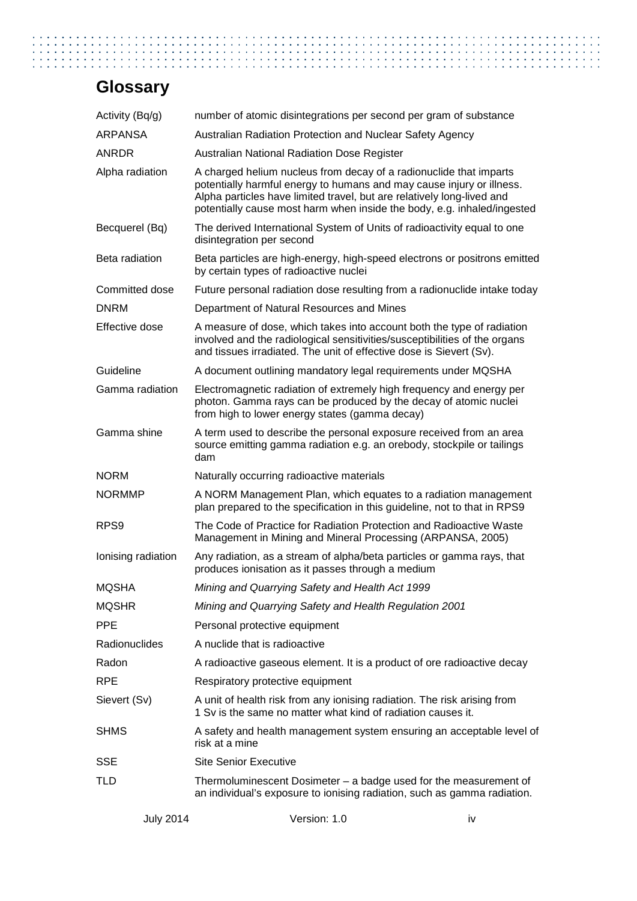# Glossary

| | |
|---|---|
| Activity (Bq/g) | number of atomic disintegrations per second per gram of substance |
| ARPANSA | Australian Radiation Protection and Nuclear Safety Agency |
| ANRDR | Australian National Radiation Dose Register |
| Alpha radiation | A charged helium nucleus from decay of a radionuclide that imparts potentially harmful energy to humans and may cause injury or illness. Alpha particles have limited travel, but are relatively long-lived and potentially cause most harm when inside the body, e.g. inhaled/ingested |
| Becquerel (Bq) | The derived International System of Units of radioactivity equal to one disintegration per second |
| Beta radiation | Beta particles are high-energy, high-speed electrons or positrons emitted by certain types of radioactive nuclei |
| Committed dose | Future personal radiation dose resulting from a radionuclide intake today |
| DNRM | Department of Natural Resources and Mines |
| Effective dose | A measure of dose, which takes into account both the type of radiation involved and the radiological sensitivities/susceptibilities of the organs and tissues irradiated. The unit of effective dose is Sievert (Sv). |
| Guideline | A document outlining mandatory legal requirements under MQSHA |
| Gamma radiation | Electromagnetic radiation of extremely high frequency and energy per photon. Gamma rays can be produced by the decay of atomic nuclei from high to lower energy states (gamma decay) |
| Gamma shine | A term used to describe the personal exposure received from an area source emitting gamma radiation e.g. an orebody, stockpile or tailings dam |
| NORM | Naturally occurring radioactive materials |
| NORMMP | A NORM Management Plan, which equates to a radiation management plan prepared to the specification in this guideline, not to that in RPS9 |
| RPS9 | The Code of Practice for Radiation Protection and Radioactive Waste Management in Mining and Mineral Processing (ARPANSA, 2005) |
| Ionising radiation | Any radiation, as a stream of alpha/beta particles or gamma rays, that produces ionisation as it passes through a medium |
| MQSHA | *Mining and Quarrying Safety and Health Act 1999* |
| MQSHR | *Mining and Quarrying Safety and Health Regulation 2001* |
| PPE | Personal protective equipment |
| Radionuclides | A nuclide that is radioactive |
| Radon | A radioactive gaseous element. It is a product of ore radioactive decay |
| RPE | Respiratory protective equipment |
| Sievert (Sv) | A unit of health risk from any ionising radiation. The risk arising from 1 Sv is the same no matter what kind of radiation causes it. |
| SHMS | A safety and health management system ensuring an acceptable level of risk at a mine |
| SSE | Site Senior Executive |
| TLD | Thermoluminescent Dosimeter – a badge used for the measurement of an individual's exposure to ionising radiation, such as gamma radiation. |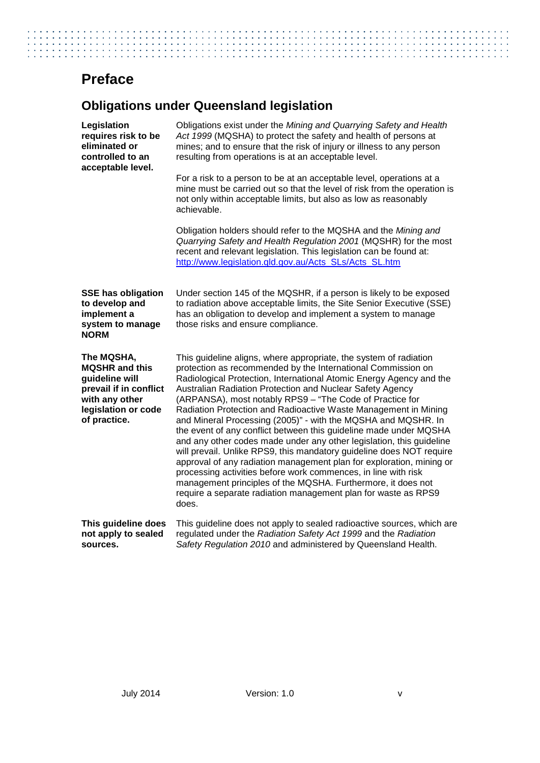# Preface

## Obligations under Queensland legislation

**Legislation requires risk to be eliminated or controlled to an acceptable level.**

Obligations exist under the *Mining and Quarrying Safety and Health Act 1999* (MQSHA) to protect the safety and health of persons at mines; and to ensure that the risk of injury or illness to any person resulting from operations is at an acceptable level.

For a risk to a person to be at an acceptable level, operations at a mine must be carried out so that the level of risk from the operation is not only within acceptable limits, but also as low as reasonably achievable.

Obligation holders should refer to the MQSHA and the *Mining and Quarrying Safety and Health Regulation 2001* (MQSHR) for the most recent and relevant legislation. This legislation can be found at: [http://www.legislation.qld.gov.au/Acts_SLs/Acts_SL.htm](http://www.legislation.qld.gov.au/Acts_SLs/Acts_SL.htm)

**SSE has obligation to develop and implement a system to manage NORM**

Under section 145 of the MQSHR, if a person is likely to be exposed to radiation above acceptable limits, the Site Senior Executive (SSE) has an obligation to develop and implement a system to manage those risks and ensure compliance.

**The MQSHA, MQSHR and this guideline will prevail if in conflict with any other legislation or code of practice.**

This guideline aligns, where appropriate, the system of radiation protection as recommended by the International Commission on Radiological Protection, International Atomic Energy Agency and the Australian Radiation Protection and Nuclear Safety Agency (ARPANSA), most notably RPS9 – "The Code of Practice for Radiation Protection and Radioactive Waste Management in Mining and Mineral Processing (2005)" - with the MQSHA and MQSHR. In the event of any conflict between this guideline made under MQSHA and any other codes made under any other legislation, this guideline will prevail. Unlike RPS9, this mandatory guideline does NOT require approval of any radiation management plan for exploration, mining or processing activities before work commences, in line with risk management principles of the MQSHA. Furthermore, it does not require a separate radiation management plan for waste as RPS9 does.

**This guideline does not apply to sealed sources.**

This guideline does not apply to sealed radioactive sources, which are regulated under the *Radiation Safety Act 1999* and the *Radiation Safety Regulation 2010* and administered by Queensland Health.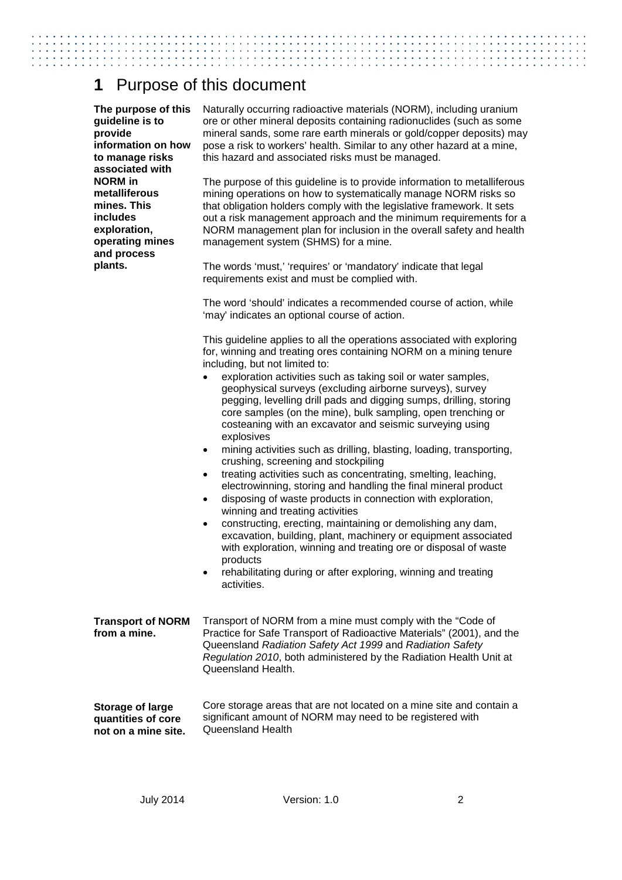# 1 Purpose of this document

**The purpose of this guideline is to provide information on how to manage risks associated with NORM in metalliferous mines. This includes exploration, operating mines and process plants.**

Naturally occurring radioactive materials (NORM), including uranium ore or other mineral deposits containing radionuclides (such as some mineral sands, some rare earth minerals or gold/copper deposits) may pose a risk to workers' health. Similar to any other hazard at a mine, this hazard and associated risks must be managed.

The purpose of this guideline is to provide information to metalliferous mining operations on how to systematically manage NORM risks so that obligation holders comply with the legislative framework. It sets out a risk management approach and the minimum requirements for a NORM management plan for inclusion in the overall safety and health management system (SHMS) for a mine.

The words 'must,' 'requires' or 'mandatory' indicate that legal requirements exist and must be complied with.

The word 'should' indicates a recommended course of action, while 'may' indicates an optional course of action.

This guideline applies to all the operations associated with exploring for, winning and treating ores containing NORM on a mining tenure including, but not limited to:

- exploration activities such as taking soil or water samples, geophysical surveys (excluding airborne surveys), survey pegging, levelling drill pads and digging sumps, drilling, storing core samples (on the mine), bulk sampling, open trenching or costeaning with an excavator and seismic surveying using explosives
- mining activities such as drilling, blasting, loading, transporting, crushing, screening and stockpiling
- treating activities such as concentrating, smelting, leaching, electrowinning, storing and handling the final mineral product
- disposing of waste products in connection with exploration, winning and treating activities
- constructing, erecting, maintaining or demolishing any dam, excavation, building, plant, machinery or equipment associated with exploration, winning and treating ore or disposal of waste products
- rehabilitating during or after exploring, winning and treating activities.

**Transport of NORM from a mine.**

Transport of NORM from a mine must comply with the "Code of Practice for Safe Transport of Radioactive Materials" (2001), and the Queensland *Radiation Safety Act 1999* and *Radiation Safety Regulation 2010*, both administered by the Radiation Health Unit at Queensland Health.

**Storage of large quantities of core not on a mine site.**

Core storage areas that are not located on a mine site and contain a significant amount of NORM may need to be registered with Queensland Health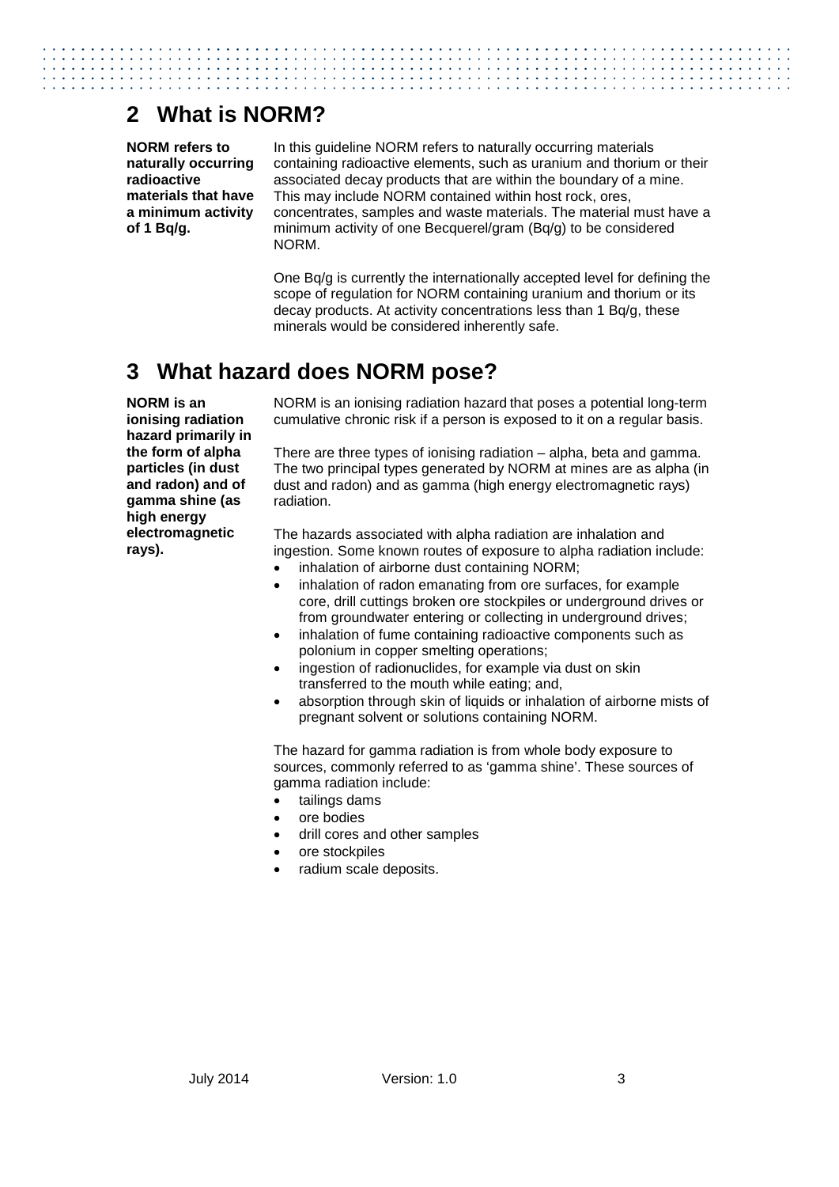## 2 What is NORM?

**NORM refers to naturally occurring radioactive materials that have a minimum activity of 1 Bq/g.**

In this guideline NORM refers to naturally occurring materials containing radioactive elements, such as uranium and thorium or their associated decay products that are within the boundary of a mine. This may include NORM contained within host rock, ores, concentrates, samples and waste materials. The material must have a minimum activity of one Becquerel/gram (Bq/g) to be considered NORM.

One Bq/g is currently the internationally accepted level for defining the scope of regulation for NORM containing uranium and thorium or its decay products. At activity concentrations less than 1 Bq/g, these minerals would be considered inherently safe.

## 3 What hazard does NORM pose?

**NORM is an ionising radiation hazard primarily in the form of alpha particles (in dust and radon) and of gamma shine (as high energy electromagnetic rays).**

NORM is an ionising radiation hazard that poses a potential long-term cumulative chronic risk if a person is exposed to it on a regular basis.

There are three types of ionising radiation – alpha, beta and gamma. The two principal types generated by NORM at mines are as alpha (in dust and radon) and as gamma (high energy electromagnetic rays) radiation.

The hazards associated with alpha radiation are inhalation and ingestion. Some known routes of exposure to alpha radiation include:

- inhalation of airborne dust containing NORM;
- inhalation of radon emanating from ore surfaces, for example core, drill cuttings broken ore stockpiles or underground drives or from groundwater entering or collecting in underground drives;
- inhalation of fume containing radioactive components such as polonium in copper smelting operations;
- ingestion of radionuclides, for example via dust on skin transferred to the mouth while eating; and,
- absorption through skin of liquids or inhalation of airborne mists of pregnant solvent or solutions containing NORM.

The hazard for gamma radiation is from whole body exposure to sources, commonly referred to as 'gamma shine'. These sources of gamma radiation include:

- tailings dams
- ore bodies
- drill cores and other samples
- ore stockpiles
- radium scale deposits.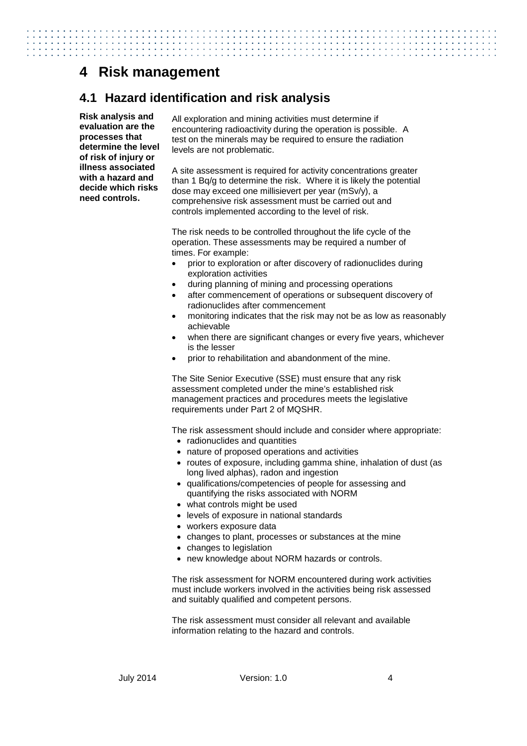# 4 Risk management

## 4.1 Hazard identification and risk analysis

**Risk analysis and evaluation are the processes that determine the level of risk of injury or illness associated with a hazard and decide which risks need controls.**

All exploration and mining activities must determine if encountering radioactivity during the operation is possible. A test on the minerals may be required to ensure the radiation levels are not problematic.

A site assessment is required for activity concentrations greater than 1 Bq/g to determine the risk. Where it is likely the potential dose may exceed one millisievert per year (mSv/y), a comprehensive risk assessment must be carried out and controls implemented according to the level of risk.

The risk needs to be controlled throughout the life cycle of the operation. These assessments may be required a number of times. For example:

- prior to exploration or after discovery of radionuclides during exploration activities
- during planning of mining and processing operations
- after commencement of operations or subsequent discovery of radionuclides after commencement
- monitoring indicates that the risk may not be as low as reasonably achievable
- when there are significant changes or every five years, whichever is the lesser
- prior to rehabilitation and abandonment of the mine.

The Site Senior Executive (SSE) must ensure that any risk assessment completed under the mine's established risk management practices and procedures meets the legislative requirements under Part 2 of MQSHR.

The risk assessment should include and consider where appropriate:

- radionuclides and quantities
- nature of proposed operations and activities
- routes of exposure, including gamma shine, inhalation of dust (as long lived alphas), radon and ingestion
- qualifications/competencies of people for assessing and quantifying the risks associated with NORM
- what controls might be used
- levels of exposure in national standards
- workers exposure data
- changes to plant, processes or substances at the mine
- changes to legislation
- new knowledge about NORM hazards or controls.

The risk assessment for NORM encountered during work activities must include workers involved in the activities being risk assessed and suitably qualified and competent persons.

The risk assessment must consider all relevant and available information relating to the hazard and controls.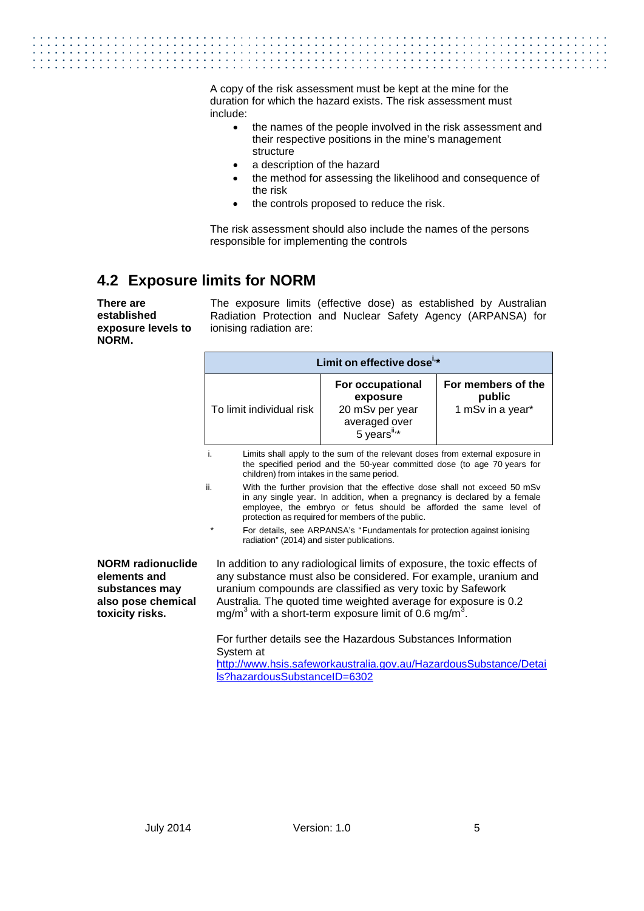A copy of the risk assessment must be kept at the mine for the duration for which the hazard exists. The risk assessment must include:

- the names of the people involved in the risk assessment and their respective positions in the mine's management structure
- a description of the hazard
- the method for assessing the likelihood and consequence of the risk
- the controls proposed to reduce the risk.

The risk assessment should also include the names of the persons responsible for implementing the controls

## 4.2 Exposure limits for NORM

**There are established exposure levels to NORM.**

The exposure limits (effective dose) as established by Australian Radiation Protection and Nuclear Safety Agency (ARPANSA) for ionising radiation are:

| Limit on effective dose[i,*] | | |
|---|---|---|
| To limit individual risk | **For occupational exposure** 20 mSv per year averaged over 5 years[ii,*] | **For members of the public** 1 mSv in a year* |

i. Limits shall apply to the sum of the relevant doses from external exposure in the specified period and the 50-year committed dose (to age 70 years for children) from intakes in the same period.

ii. With the further provision that the effective dose shall not exceed 50 mSv in any single year. In addition, when a pregnancy is declared by a female employee, the embryo or fetus should be afforded the same level of protection as required for members of the public.

\* For details, see ARPANSA's "Fundamentals for protection against ionising radiation" (2014) and sister publications.

**NORM radionuclide elements and substances may also pose chemical toxicity risks.**

In addition to any radiological limits of exposure, the toxic effects of any substance must also be considered. For example, uranium and uranium compounds are classified as very toxic by Safework Australia. The quoted time weighted average for exposure is 0.2 $mg/m^3$ with a short-term exposure limit of 0.6 $mg/m^3$.

For further details see the Hazardous Substances Information System at [http://www.hsis.safeworkaustralia.gov.au/HazardousSubstance/Details?hazardousSubstanceID=6302](http://www.hsis.safeworkaustralia.gov.au/HazardousSubstance/Details?hazardousSubstanceID=6302)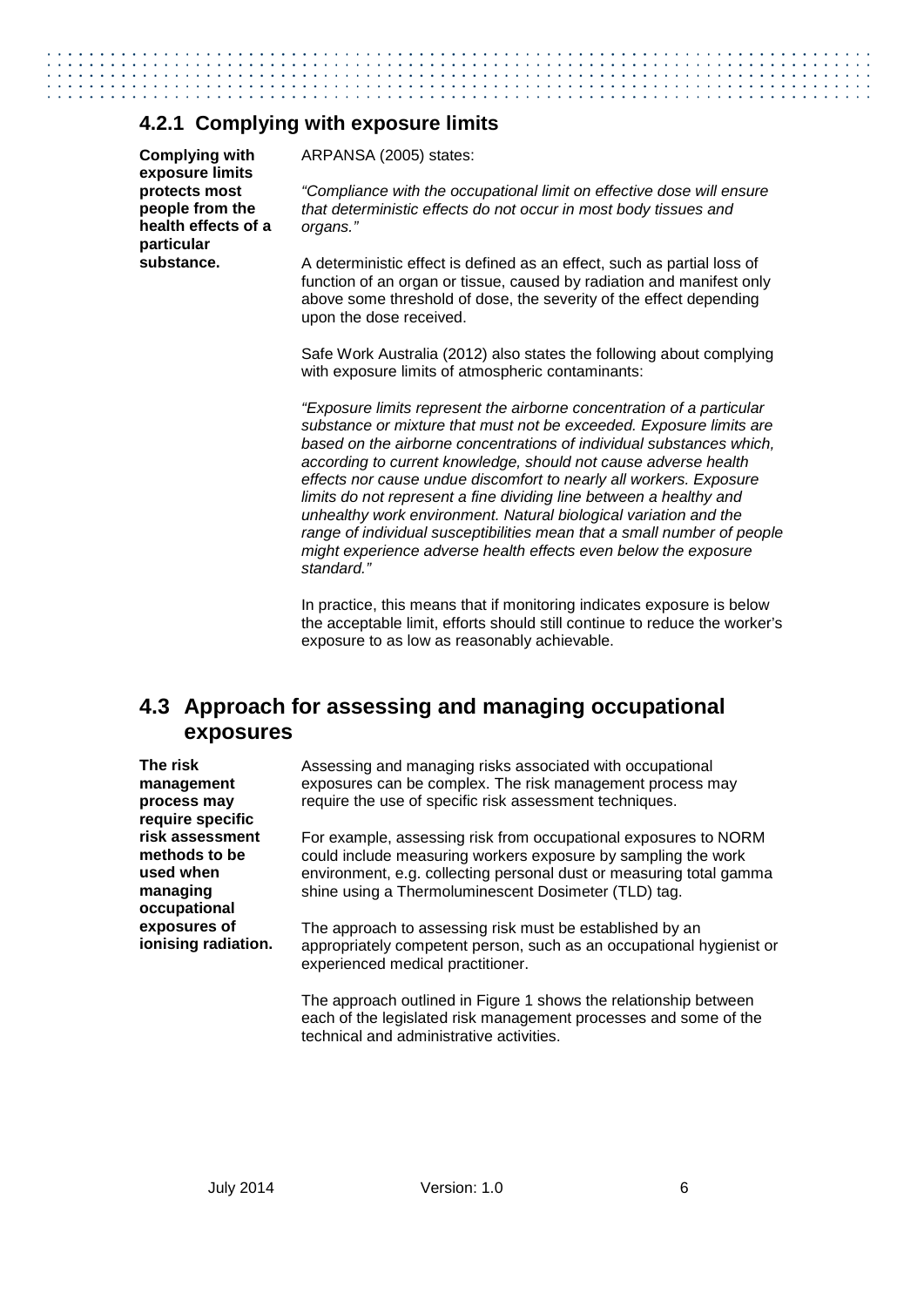### 4.2.1 Complying with exposure limits

**Complying with exposure limits protects most people from the health effects of a particular substance.**

ARPANSA (2005) states:

*"Compliance with the occupational limit on effective dose will ensure that deterministic effects do not occur in most body tissues and organs."*

A deterministic effect is defined as an effect, such as partial loss of function of an organ or tissue, caused by radiation and manifest only above some threshold of dose, the severity of the effect depending upon the dose received.

Safe Work Australia (2012) also states the following about complying with exposure limits of atmospheric contaminants:

*"Exposure limits represent the airborne concentration of a particular substance or mixture that must not be exceeded. Exposure limits are based on the airborne concentrations of individual substances which, according to current knowledge, should not cause adverse health effects nor cause undue discomfort to nearly all workers. Exposure limits do not represent a fine dividing line between a healthy and unhealthy work environment. Natural biological variation and the range of individual susceptibilities mean that a small number of people might experience adverse health effects even below the exposure standard."*

In practice, this means that if monitoring indicates exposure is below the acceptable limit, efforts should still continue to reduce the worker's exposure to as low as reasonably achievable.

## 4.3 Approach for assessing and managing occupational exposures

**The risk management process may require specific risk assessment methods to be used when managing occupational exposures of ionising radiation.**

Assessing and managing risks associated with occupational exposures can be complex. The risk management process may require the use of specific risk assessment techniques.

For example, assessing risk from occupational exposures to NORM could include measuring workers exposure by sampling the work environment, e.g. collecting personal dust or measuring total gamma shine using a Thermoluminescent Dosimeter (TLD) tag.

The approach to assessing risk must be established by an appropriately competent person, such as an occupational hygienist or experienced medical practitioner.

The approach outlined in Figure 1 shows the relationship between each of the legislated risk management processes and some of the technical and administrative activities.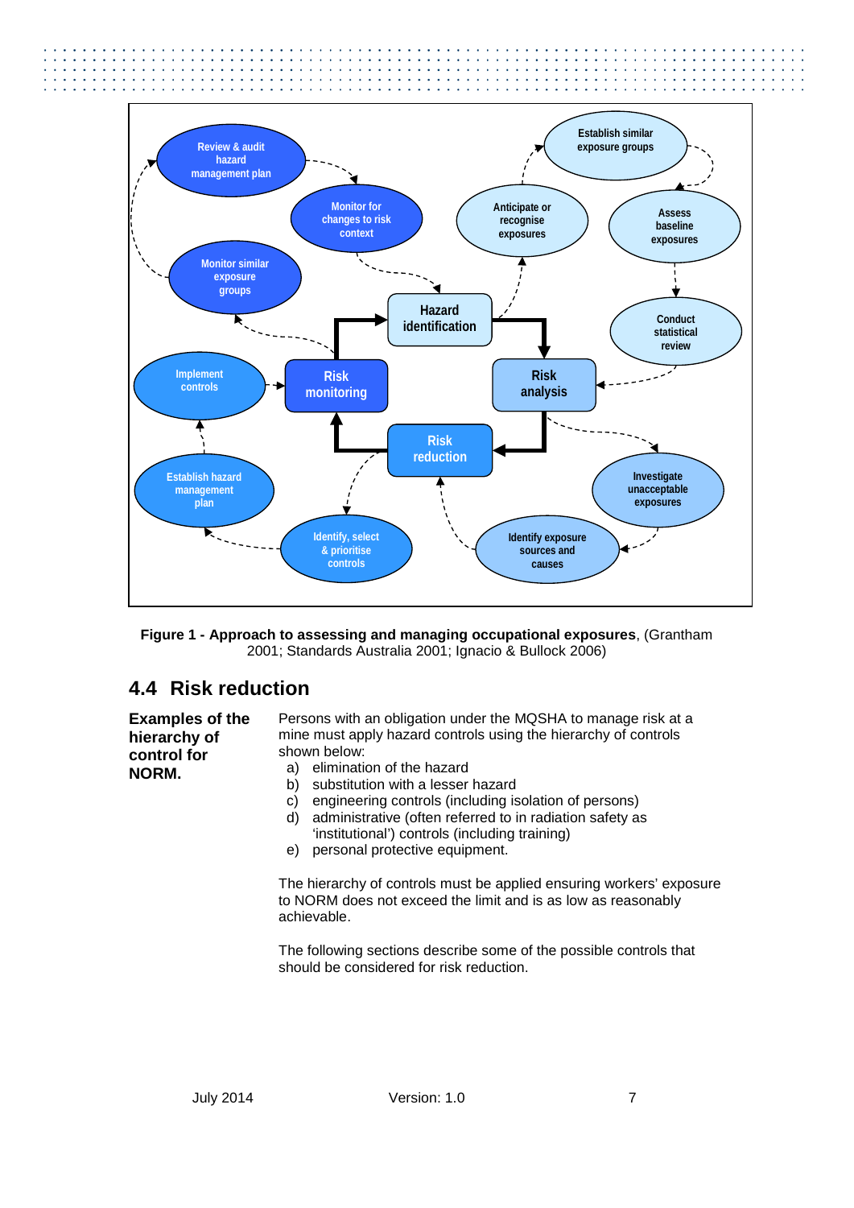**Figure 1 - Approach to assessing and managing occupational exposures**, (Grantham 2001; Standards Australia 2001; Ignacio & Bullock 2006)

## 4.4 Risk reduction

**Examples of the hierarchy of control for NORM.**

Persons with an obligation under the MQSHA to manage risk at a mine must apply hazard controls using the hierarchy of controls shown below:

a) elimination of the hazard
b) substitution with a lesser hazard
c) engineering controls (including isolation of persons)
d) administrative (often referred to in radiation safety as 'institutional') controls (including training)
e) personal protective equipment.

The hierarchy of controls must be applied ensuring workers' exposure to NORM does not exceed the limit and is as low as reasonably achievable.

The following sections describe some of the possible controls that should be considered for risk reduction.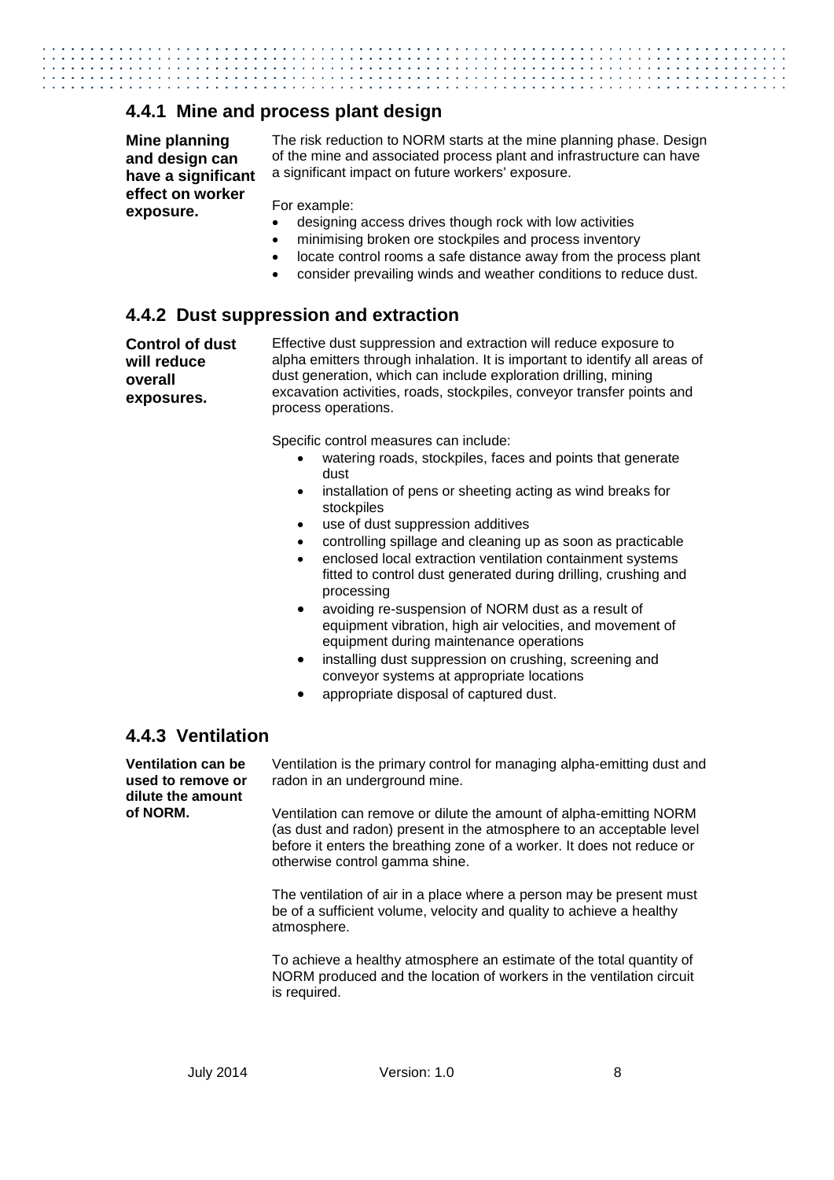## 4.4.1 Mine and process plant design

**Mine planning and design can have a significant effect on worker exposure.**

The risk reduction to NORM starts at the mine planning phase. Design of the mine and associated process plant and infrastructure can have a significant impact on future workers' exposure.

For example:

- designing access drives though rock with low activities
- minimising broken ore stockpiles and process inventory
- locate control rooms a safe distance away from the process plant
- consider prevailing winds and weather conditions to reduce dust.

## 4.4.2 Dust suppression and extraction

**Control of dust will reduce overall exposures.**

Effective dust suppression and extraction will reduce exposure to alpha emitters through inhalation. It is important to identify all areas of dust generation, which can include exploration drilling, mining excavation activities, roads, stockpiles, conveyor transfer points and process operations.

Specific control measures can include:

- watering roads, stockpiles, faces and points that generate dust
- installation of pens or sheeting acting as wind breaks for stockpiles
- use of dust suppression additives
- controlling spillage and cleaning up as soon as practicable
- enclosed local extraction ventilation containment systems fitted to control dust generated during drilling, crushing and processing
- avoiding re-suspension of NORM dust as a result of equipment vibration, high air velocities, and movement of equipment during maintenance operations
- installing dust suppression on crushing, screening and conveyor systems at appropriate locations
- appropriate disposal of captured dust.

## 4.4.3 Ventilation

**Ventilation can be used to remove or dilute the amount of NORM.**

Ventilation is the primary control for managing alpha-emitting dust and radon in an underground mine.

Ventilation can remove or dilute the amount of alpha-emitting NORM (as dust and radon) present in the atmosphere to an acceptable level before it enters the breathing zone of a worker. It does not reduce or otherwise control gamma shine.

The ventilation of air in a place where a person may be present must be of a sufficient volume, velocity and quality to achieve a healthy atmosphere.

To achieve a healthy atmosphere an estimate of the total quantity of NORM produced and the location of workers in the ventilation circuit is required.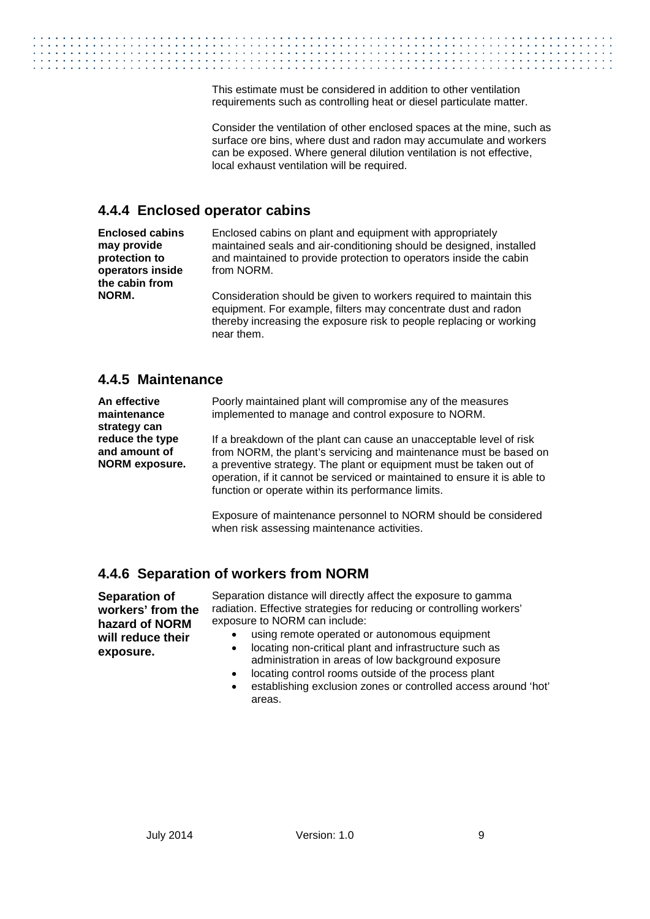This estimate must be considered in addition to other ventilation requirements such as controlling heat or diesel particulate matter.

Consider the ventilation of other enclosed spaces at the mine, such as surface ore bins, where dust and radon may accumulate and workers can be exposed. Where general dilution ventilation is not effective, local exhaust ventilation will be required.

### 4.4.4 Enclosed operator cabins

**Enclosed cabins may provide protection to operators inside the cabin from NORM.**

Enclosed cabins on plant and equipment with appropriately maintained seals and air-conditioning should be designed, installed and maintained to provide protection to operators inside the cabin from NORM.

Consideration should be given to workers required to maintain this equipment. For example, filters may concentrate dust and radon thereby increasing the exposure risk to people replacing or working near them.

### 4.4.5 Maintenance

**An effective maintenance strategy can reduce the type and amount of NORM exposure.**

Poorly maintained plant will compromise any of the measures implemented to manage and control exposure to NORM.

If a breakdown of the plant can cause an unacceptable level of risk from NORM, the plant's servicing and maintenance must be based on a preventive strategy. The plant or equipment must be taken out of operation, if it cannot be serviced or maintained to ensure it is able to function or operate within its performance limits.

Exposure of maintenance personnel to NORM should be considered when risk assessing maintenance activities.

### 4.4.6 Separation of workers from NORM

**Separation of workers' from the hazard of NORM will reduce their exposure.**

Separation distance will directly affect the exposure to gamma radiation. Effective strategies for reducing or controlling workers' exposure to NORM can include:

- using remote operated or autonomous equipment
- locating non-critical plant and infrastructure such as administration in areas of low background exposure
- locating control rooms outside of the process plant
- establishing exclusion zones or controlled access around 'hot' areas.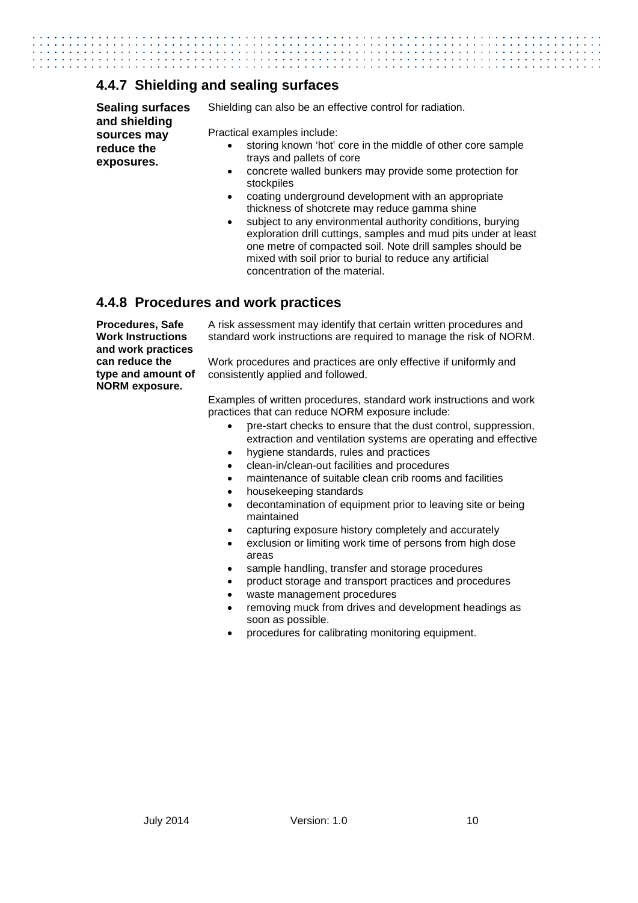## 4.4.7 Shielding and sealing surfaces

**Sealing surfaces and shielding sources may reduce the exposures.**

Shielding can also be an effective control for radiation.

Practical examples include:

- storing known 'hot' core in the middle of other core sample trays and pallets of core
- concrete walled bunkers may provide some protection for stockpiles
- coating underground development with an appropriate thickness of shotcrete may reduce gamma shine
- subject to any environmental authority conditions, burying exploration drill cuttings, samples and mud pits under at least one metre of compacted soil. Note drill samples should be mixed with soil prior to burial to reduce any artificial concentration of the material.

## 4.4.8 Procedures and work practices

**Procedures, Safe Work Instructions and work practices can reduce the type and amount of NORM exposure.**

A risk assessment may identify that certain written procedures and standard work instructions are required to manage the risk of NORM.

Work procedures and practices are only effective if uniformly and consistently applied and followed.

Examples of written procedures, standard work instructions and work practices that can reduce NORM exposure include:

- pre-start checks to ensure that the dust control, suppression, extraction and ventilation systems are operating and effective
- hygiene standards, rules and practices
- clean-in/clean-out facilities and procedures
- maintenance of suitable clean crib rooms and facilities
- housekeeping standards
- decontamination of equipment prior to leaving site or being maintained
- capturing exposure history completely and accurately
- exclusion or limiting work time of persons from high dose areas
- sample handling, transfer and storage procedures
- product storage and transport practices and procedures
- waste management procedures
- removing muck from drives and development headings as soon as possible.
- procedures for calibrating monitoring equipment.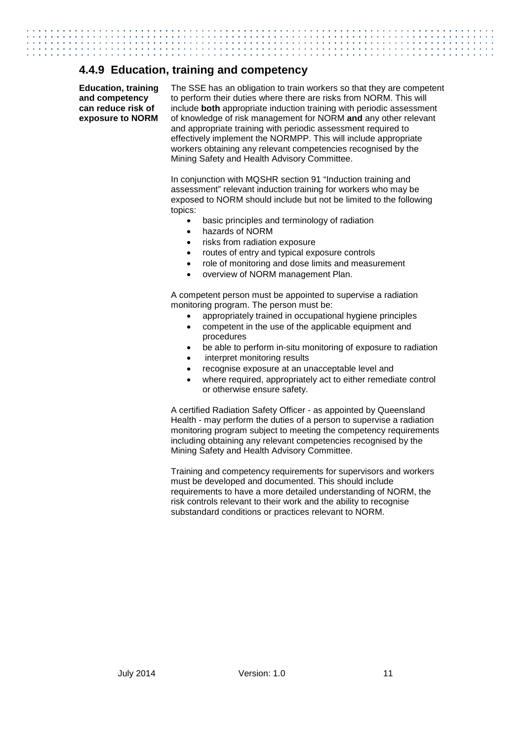### 4.4.9 Education, training and competency

**Education, training and competency can reduce risk of exposure to NORM**

The SSE has an obligation to train workers so that they are competent to perform their duties where there are risks from NORM. This will include **both** appropriate induction training with periodic assessment of knowledge of risk management for NORM **and** any other relevant and appropriate training with periodic assessment required to effectively implement the NORMPP. This will include appropriate workers obtaining any relevant competencies recognised by the Mining Safety and Health Advisory Committee.

In conjunction with MQSHR section 91 "Induction training and assessment" relevant induction training for workers who may be exposed to NORM should include but not be limited to the following topics:

- basic principles and terminology of radiation
- hazards of NORM
- risks from radiation exposure
- routes of entry and typical exposure controls
- role of monitoring and dose limits and measurement
- overview of NORM management Plan.

A competent person must be appointed to supervise a radiation monitoring program. The person must be:

- appropriately trained in occupational hygiene principles
- competent in the use of the applicable equipment and procedures
- be able to perform in-situ monitoring of exposure to radiation
- interpret monitoring results
- recognise exposure at an unacceptable level and
- where required, appropriately act to either remediate control or otherwise ensure safety.

A certified Radiation Safety Officer - as appointed by Queensland Health - may perform the duties of a person to supervise a radiation monitoring program subject to meeting the competency requirements including obtaining any relevant competencies recognised by the Mining Safety and Health Advisory Committee.

Training and competency requirements for supervisors and workers must be developed and documented. This should include requirements to have a more detailed understanding of NORM, the risk controls relevant to their work and the ability to recognise substandard conditions or practices relevant to NORM.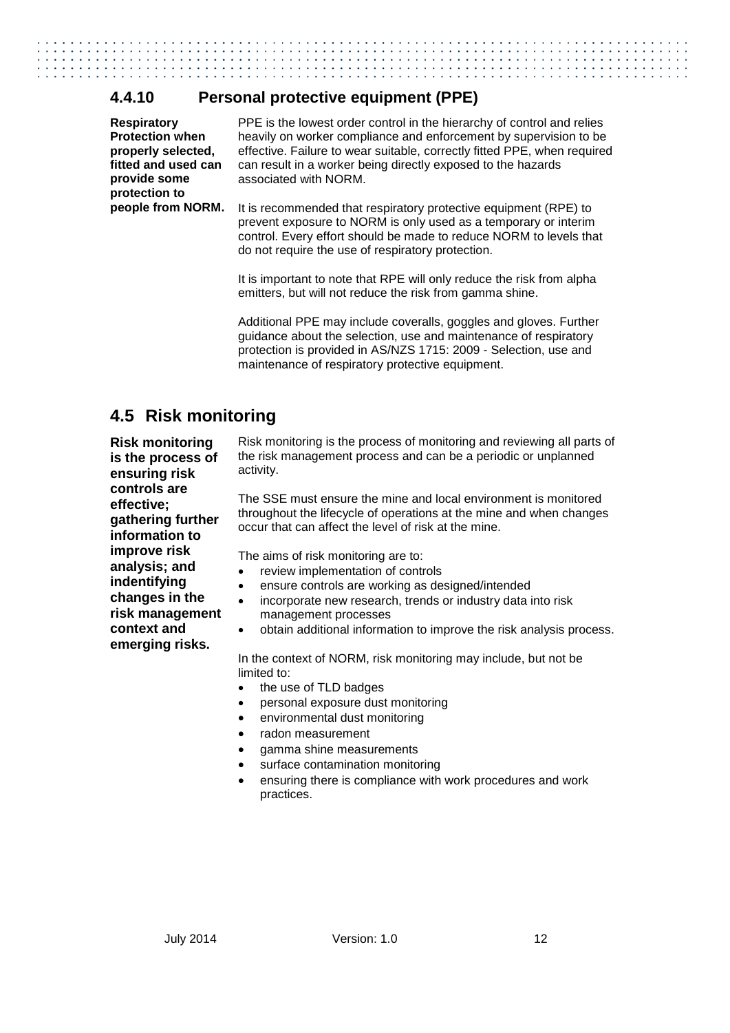### 4.4.10 Personal protective equipment (PPE)

**Respiratory Protection when properly selected, fitted and used can provide some protection to people from NORM.**

PPE is the lowest order control in the hierarchy of control and relies heavily on worker compliance and enforcement by supervision to be effective. Failure to wear suitable, correctly fitted PPE, when required can result in a worker being directly exposed to the hazards associated with NORM.

It is recommended that respiratory protective equipment (RPE) to prevent exposure to NORM is only used as a temporary or interim control. Every effort should be made to reduce NORM to levels that do not require the use of respiratory protection.

It is important to note that RPE will only reduce the risk from alpha emitters, but will not reduce the risk from gamma shine.

Additional PPE may include coveralls, goggles and gloves. Further guidance about the selection, use and maintenance of respiratory protection is provided in AS/NZS 1715: 2009 - Selection, use and maintenance of respiratory protective equipment.

## 4.5 Risk monitoring

**Risk monitoring is the process of ensuring risk controls are effective; gathering further information to improve risk analysis; and indentifying changes in the risk management context and emerging risks.**

Risk monitoring is the process of monitoring and reviewing all parts of the risk management process and can be a periodic or unplanned activity.

The SSE must ensure the mine and local environment is monitored throughout the lifecycle of operations at the mine and when changes occur that can affect the level of risk at the mine.

The aims of risk monitoring are to:

- review implementation of controls
- ensure controls are working as designed/intended
- incorporate new research, trends or industry data into risk management processes
- obtain additional information to improve the risk analysis process.

In the context of NORM, risk monitoring may include, but not be limited to:

- the use of TLD badges
- personal exposure dust monitoring
- environmental dust monitoring
- radon measurement
- gamma shine measurements
- surface contamination monitoring
- ensuring there is compliance with work procedures and work practices.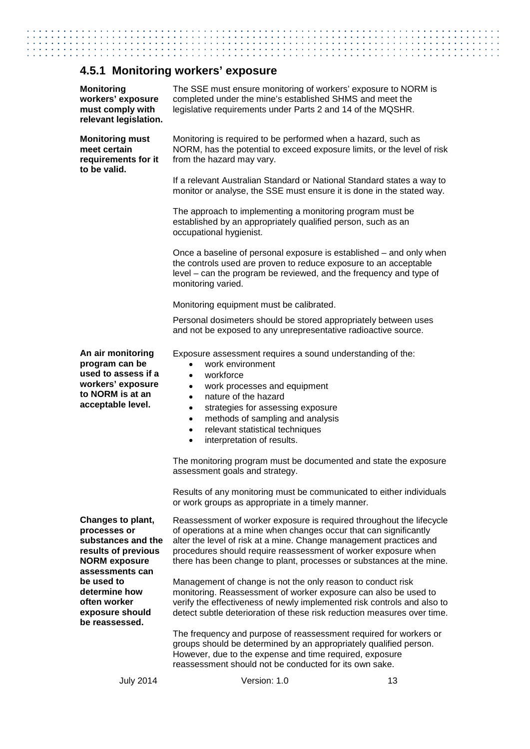## 4.5.1 Monitoring workers' exposure

**Monitoring workers' exposure must comply with relevant legislation.**

The SSE must ensure monitoring of workers' exposure to NORM is completed under the mine's established SHMS and meet the legislative requirements under Parts 2 and 14 of the MQSHR.

**Monitoring must meet certain requirements for it to be valid.**

Monitoring is required to be performed when a hazard, such as NORM, has the potential to exceed exposure limits, or the level of risk from the hazard may vary.

If a relevant Australian Standard or National Standard states a way to monitor or analyse, the SSE must ensure it is done in the stated way.

The approach to implementing a monitoring program must be established by an appropriately qualified person, such as an occupational hygienist.

Once a baseline of personal exposure is established – and only when the controls used are proven to reduce exposure to an acceptable level – can the program be reviewed, and the frequency and type of monitoring varied.

Monitoring equipment must be calibrated.

Personal dosimeters should be stored appropriately between uses and not be exposed to any unrepresentative radioactive source.

**An air monitoring program can be used to assess if a workers' exposure to NORM is at an acceptable level.**

Exposure assessment requires a sound understanding of the:

- work environment
- workforce
- work processes and equipment
- nature of the hazard
- strategies for assessing exposure
- methods of sampling and analysis
- relevant statistical techniques
- interpretation of results.

The monitoring program must be documented and state the exposure assessment goals and strategy.

Results of any monitoring must be communicated to either individuals or work groups as appropriate in a timely manner.

**Changes to plant, processes or substances and the results of previous NORM exposure assessments can be used to determine how often worker exposure should be reassessed.**

Reassessment of worker exposure is required throughout the lifecycle of operations at a mine when changes occur that can significantly alter the level of risk at a mine. Change management practices and procedures should require reassessment of worker exposure when there has been change to plant, processes or substances at the mine.

Management of change is not the only reason to conduct risk monitoring. Reassessment of worker exposure can also be used to verify the effectiveness of newly implemented risk controls and also to detect subtle deterioration of these risk reduction measures over time.

The frequency and purpose of reassessment required for workers or groups should be determined by an appropriately qualified person. However, due to the expense and time required, exposure reassessment should not be conducted for its own sake.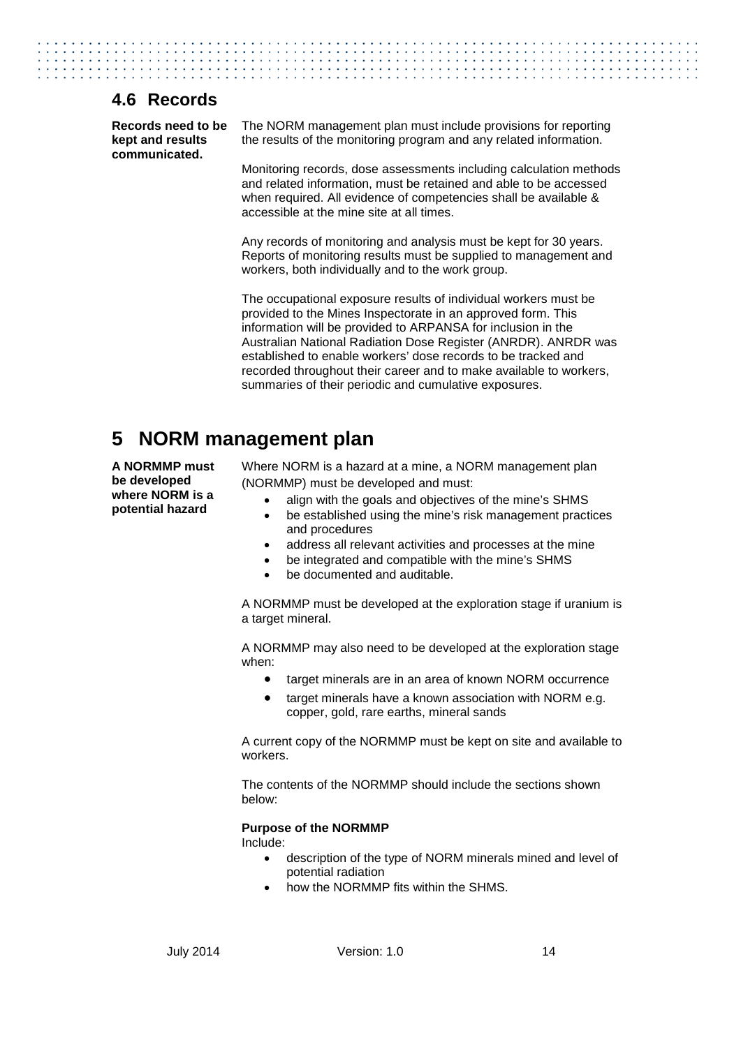## 4.6 Records

**Records need to be kept and results communicated.**

The NORM management plan must include provisions for reporting the results of the monitoring program and any related information.

Monitoring records, dose assessments including calculation methods and related information, must be retained and able to be accessed when required. All evidence of competencies shall be available & accessible at the mine site at all times.

Any records of monitoring and analysis must be kept for 30 years. Reports of monitoring results must be supplied to management and workers, both individually and to the work group.

The occupational exposure results of individual workers must be provided to the Mines Inspectorate in an approved form. This information will be provided to ARPANSA for inclusion in the Australian National Radiation Dose Register (ANRDR). ANRDR was established to enable workers' dose records to be tracked and recorded throughout their career and to make available to workers, summaries of their periodic and cumulative exposures.

# 5 NORM management plan

**A NORMMP must be developed where NORM is a potential hazard**

Where NORM is a hazard at a mine, a NORM management plan (NORMMP) must be developed and must:

- align with the goals and objectives of the mine's SHMS
- be established using the mine's risk management practices and procedures
- address all relevant activities and processes at the mine
- be integrated and compatible with the mine's SHMS
- be documented and auditable.

A NORMMP must be developed at the exploration stage if uranium is a target mineral.

A NORMMP may also need to be developed at the exploration stage when:

- target minerals are in an area of known NORM occurrence
- target minerals have a known association with NORM e.g. copper, gold, rare earths, mineral sands

A current copy of the NORMMP must be kept on site and available to workers.

The contents of the NORMMP should include the sections shown below:

**Purpose of the NORMMP**

Include:

- description of the type of NORM minerals mined and level of potential radiation
- how the NORMMP fits within the SHMS.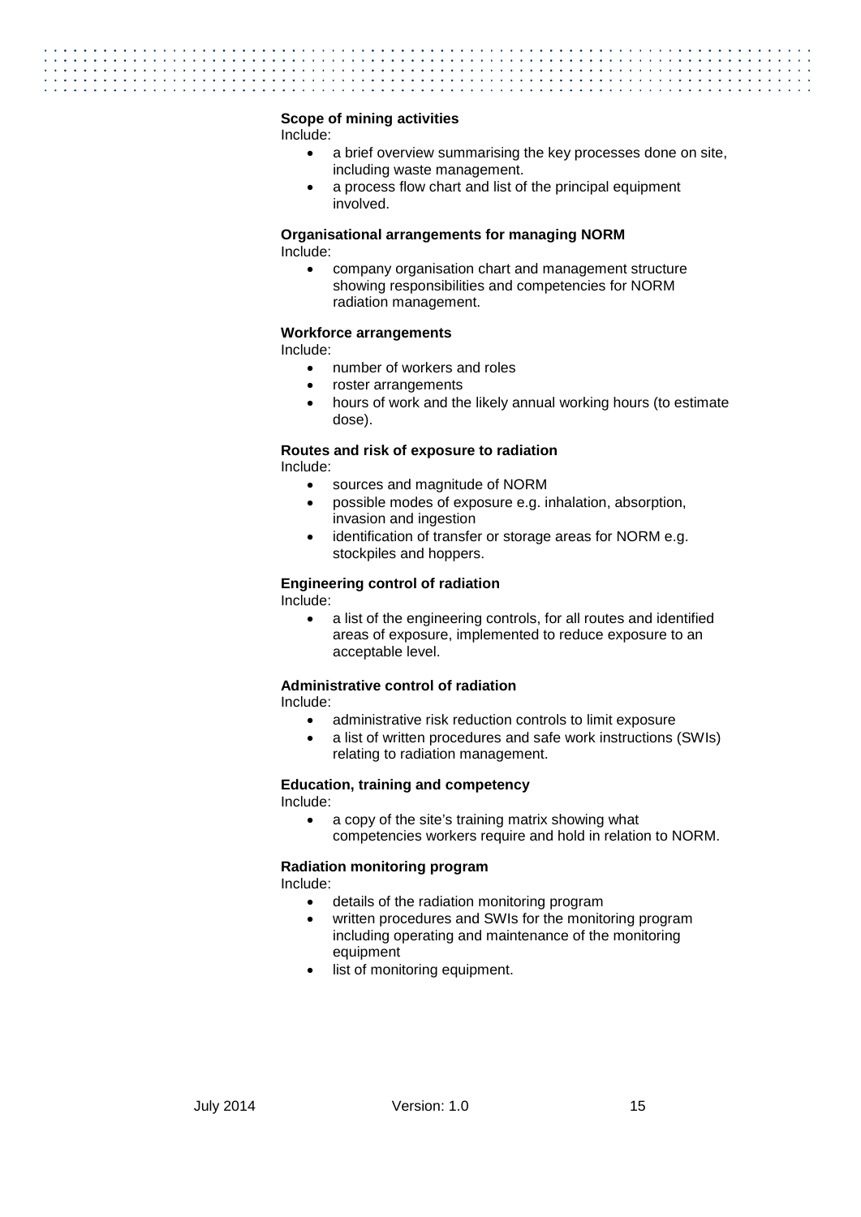**Scope of mining activities**

Include:

- a brief overview summarising the key processes done on site, including waste management.
- a process flow chart and list of the principal equipment involved.

**Organisational arrangements for managing NORM**

Include:

- company organisation chart and management structure showing responsibilities and competencies for NORM radiation management.

**Workforce arrangements**

Include:

- number of workers and roles
- roster arrangements
- hours of work and the likely annual working hours (to estimate dose).

**Routes and risk of exposure to radiation**

Include:

- sources and magnitude of NORM
- possible modes of exposure e.g. inhalation, absorption, invasion and ingestion
- identification of transfer or storage areas for NORM e.g. stockpiles and hoppers.

**Engineering control of radiation**

Include:

- a list of the engineering controls, for all routes and identified areas of exposure, implemented to reduce exposure to an acceptable level.

**Administrative control of radiation**

Include:

- administrative risk reduction controls to limit exposure
- a list of written procedures and safe work instructions (SWIs) relating to radiation management.

**Education, training and competency**

Include:

- a copy of the site's training matrix showing what competencies workers require and hold in relation to NORM.

**Radiation monitoring program**

Include:

- details of the radiation monitoring program
- written procedures and SWIs for the monitoring program including operating and maintenance of the monitoring equipment
- list of monitoring equipment.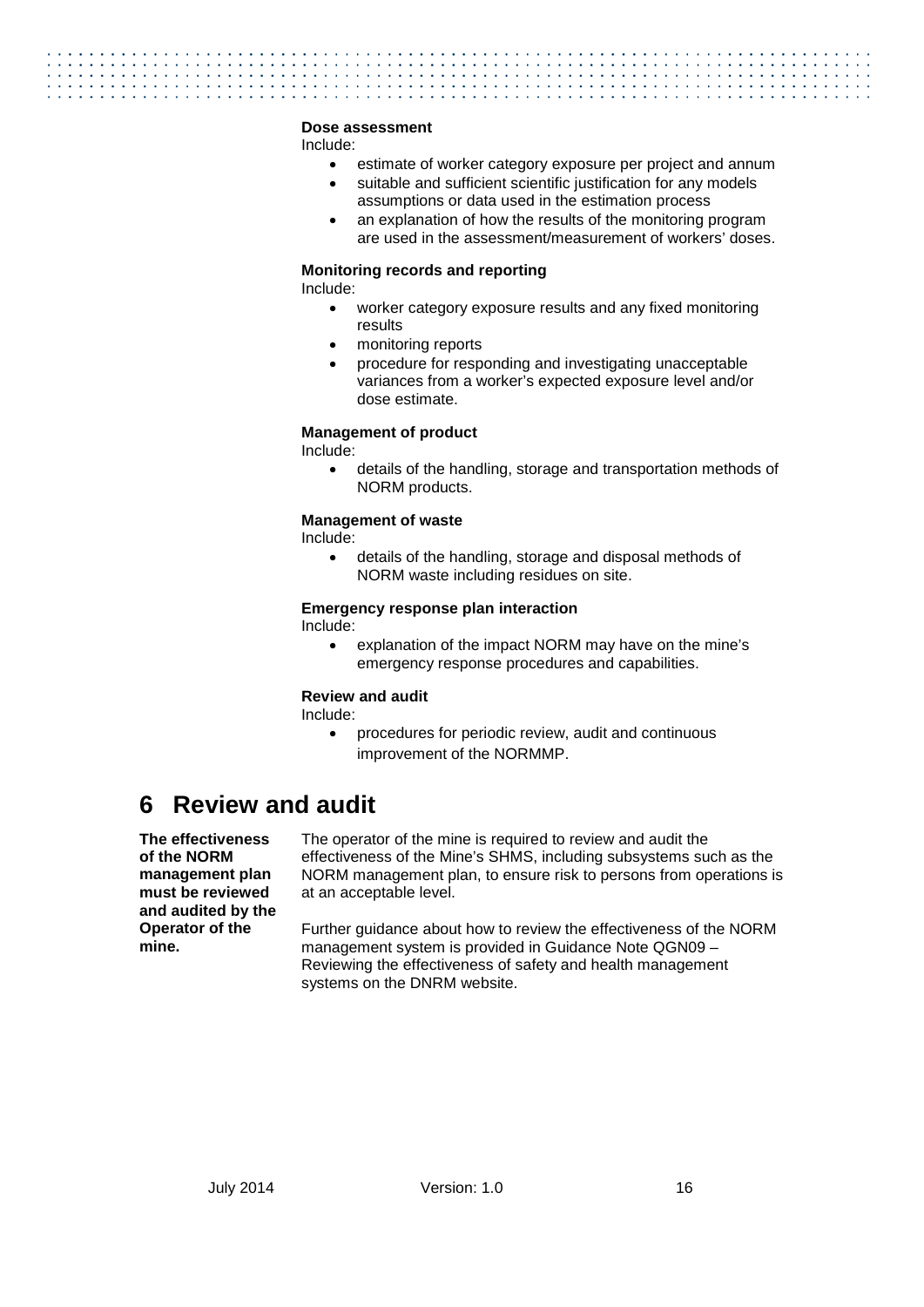**Dose assessment**

Include:

- estimate of worker category exposure per project and annum
- suitable and sufficient scientific justification for any models assumptions or data used in the estimation process
- an explanation of how the results of the monitoring program are used in the assessment/measurement of workers' doses.

**Monitoring records and reporting**

Include:

- worker category exposure results and any fixed monitoring results
- monitoring reports
- procedure for responding and investigating unacceptable variances from a worker's expected exposure level and/or dose estimate.

**Management of product**

Include:

- details of the handling, storage and transportation methods of NORM products.

**Management of waste**

Include:

- details of the handling, storage and disposal methods of NORM waste including residues on site.

**Emergency response plan interaction**

Include:

- explanation of the impact NORM may have on the mine's emergency response procedures and capabilities.

**Review and audit**

Include:

- procedures for periodic review, audit and continuous improvement of the NORMMP.

# 6 Review and audit

**The effectiveness of the NORM management plan must be reviewed and audited by the Operator of the mine.**

The operator of the mine is required to review and audit the effectiveness of the Mine's SHMS, including subsystems such as the NORM management plan, to ensure risk to persons from operations is at an acceptable level.

Further guidance about how to review the effectiveness of the NORM management system is provided in Guidance Note QGN09 – Reviewing the effectiveness of safety and health management systems on the DNRM website.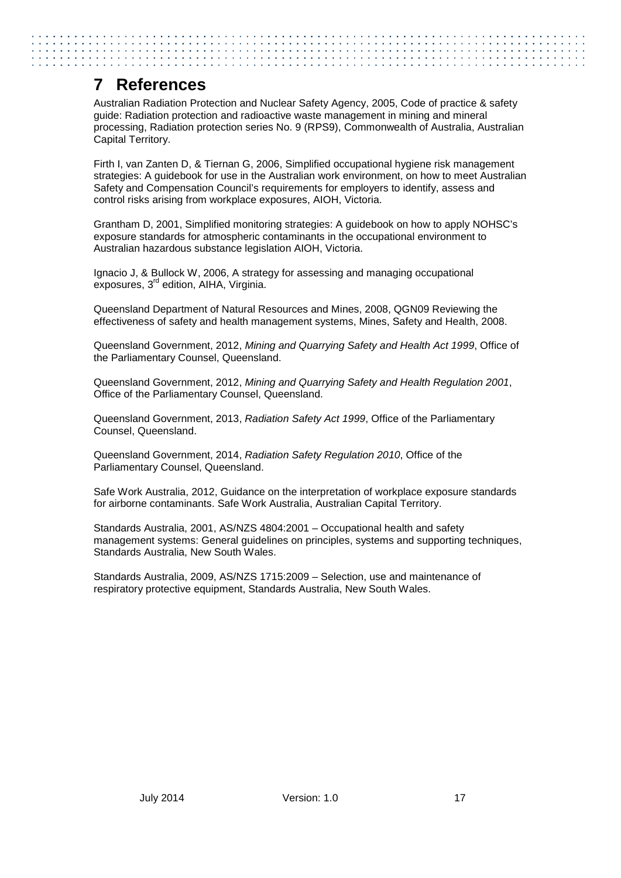# 7 References

Australian Radiation Protection and Nuclear Safety Agency, 2005, Code of practice & safety guide: Radiation protection and radioactive waste management in mining and mineral processing, Radiation protection series No. 9 (RPS9), Commonwealth of Australia, Australian Capital Territory.

Firth I, van Zanten D, & Tiernan G, 2006, Simplified occupational hygiene risk management strategies: A guidebook for use in the Australian work environment, on how to meet Australian Safety and Compensation Council's requirements for employers to identify, assess and control risks arising from workplace exposures, AIOH, Victoria.

Grantham D, 2001, Simplified monitoring strategies: A guidebook on how to apply NOHSC's exposure standards for atmospheric contaminants in the occupational environment to Australian hazardous substance legislation AIOH, Victoria.

Ignacio J, & Bullock W, 2006, A strategy for assessing and managing occupational exposures, 3rd edition, AIHA, Virginia.

Queensland Department of Natural Resources and Mines, 2008, QGN09 Reviewing the effectiveness of safety and health management systems, Mines, Safety and Health, 2008.

Queensland Government, 2012, *Mining and Quarrying Safety and Health Act 1999*, Office of the Parliamentary Counsel, Queensland.

Queensland Government, 2012, *Mining and Quarrying Safety and Health Regulation 2001*, Office of the Parliamentary Counsel, Queensland.

Queensland Government, 2013, *Radiation Safety Act 1999*, Office of the Parliamentary Counsel, Queensland.

Queensland Government, 2014, *Radiation Safety Regulation 2010*, Office of the Parliamentary Counsel, Queensland.

Safe Work Australia, 2012, Guidance on the interpretation of workplace exposure standards for airborne contaminants. Safe Work Australia, Australian Capital Territory.

Standards Australia, 2001, AS/NZS 4804:2001 – Occupational health and safety management systems: General guidelines on principles, systems and supporting techniques, Standards Australia, New South Wales.

Standards Australia, 2009, AS/NZS 1715:2009 – Selection, use and maintenance of respiratory protective equipment, Standards Australia, New South Wales.